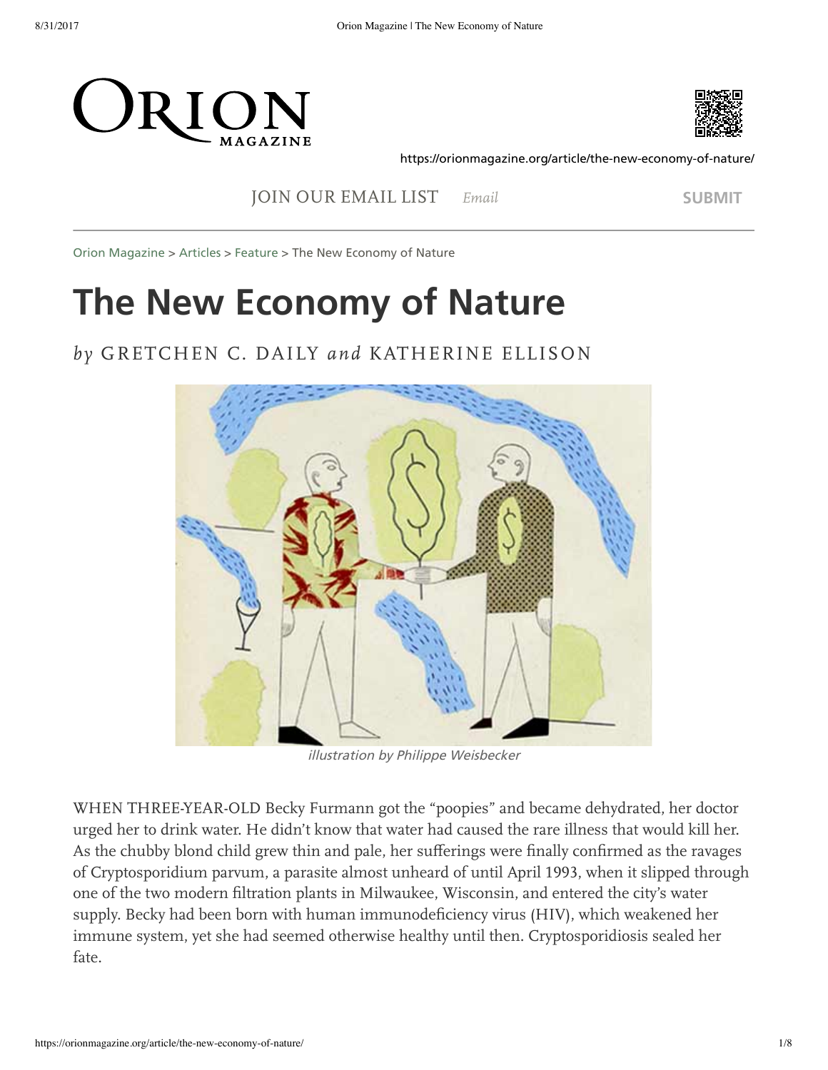# The New Economy of Nature

*by* GRETCHEN C. DAILY *and* KATHERINE ELLISON

*illustration by Philippe Weisbecker*

WHEN THREE-YEAR-OLD Becky Furmann got the "poopies" and became dehydrated, her doctor urged her to drink water. He didn't know that water had caused the rare illness that would kill her. As the chubby blond child grew thin and pale, her sufferings were finally confirmed as the ravages of Cryptosporidium parvum, a parasite almost unheard of until April 1993, when it slipped through one of the two modern filtration plants in Milwaukee, Wisconsin, and entered the city's water supply. Becky had been born with human immunodeficiency virus (HIV), which weakened her immune system, yet she had seemed otherwise healthy until then. Cryptosporidiosis sealed her fate.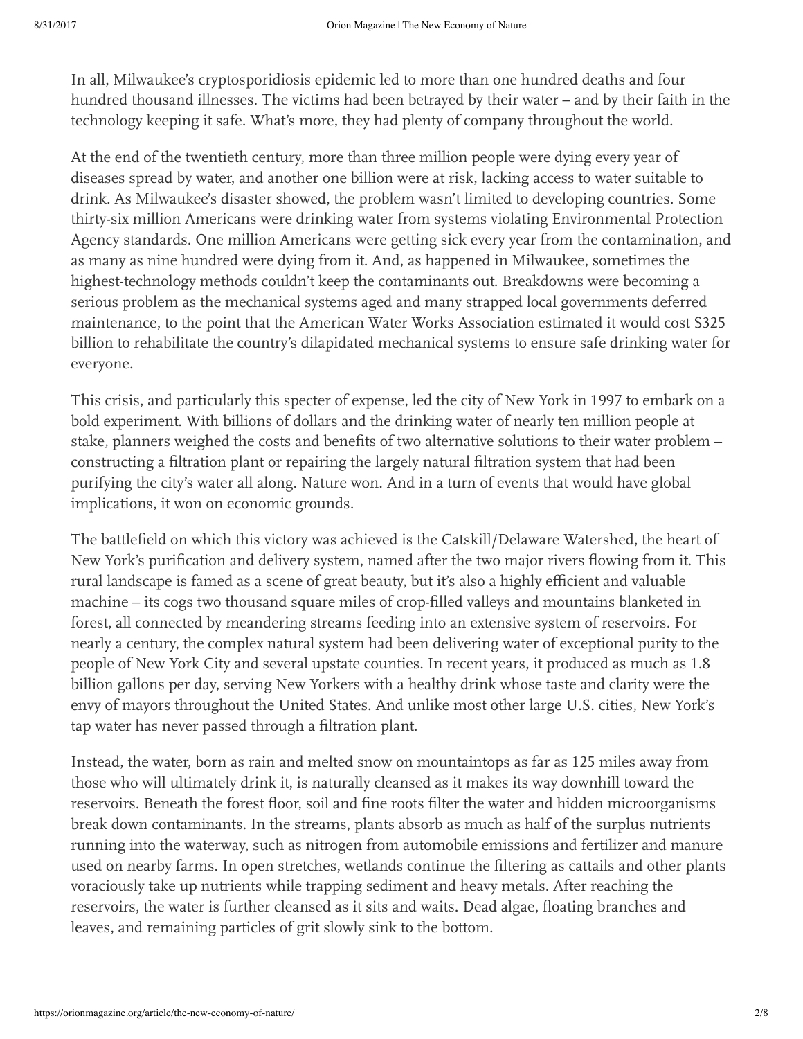In all, Milwaukee's cryptosporidiosis epidemic led to more than one hundred deaths and four hundred thousand illnesses. The victims had been betrayed by their water – and by their faith in the technology keeping it safe. What's more, they had plenty of company throughout the world.

At the end of the twentieth century, more than three million people were dying every year of diseases spread by water, and another one billion were at risk, lacking access to water suitable to drink. As Milwaukee's disaster showed, the problem wasn't limited to developing countries. Some thirty-six million Americans were drinking water from systems violating Environmental Protection Agency standards. One million Americans were getting sick every year from the contamination, and as many as nine hundred were dying from it. And, as happened in Milwaukee, sometimes the highest-technology methods couldn't keep the contaminants out. Breakdowns were becoming a serious problem as the mechanical systems aged and many strapped local governments deferred maintenance, to the point that the American Water Works Association estimated it would cost $325 billion to rehabilitate the country's dilapidated mechanical systems to ensure safe drinking water for everyone.

This crisis, and particularly this specter of expense, led the city of New York in 1997 to embark on a bold experiment. With billions of dollars and the drinking water of nearly ten million people at stake, planners weighed the costs and benefits of two alternative solutions to their water problem – constructing a filtration plant or repairing the largely natural filtration system that had been purifying the city's water all along. Nature won. And in a turn of events that would have global implications, it won on economic grounds.

The battlefield on which this victory was achieved is the Catskill/Delaware Watershed, the heart of New York's purification and delivery system, named after the two major rivers flowing from it. This rural landscape is famed as a scene of great beauty, but it's also a highly efficient and valuable machine – its cogs two thousand square miles of crop-filled valleys and mountains blanketed in forest, all connected by meandering streams feeding into an extensive system of reservoirs. For nearly a century, the complex natural system had been delivering water of exceptional purity to the people of New York City and several upstate counties. In recent years, it produced as much as 1.8 billion gallons per day, serving New Yorkers with a healthy drink whose taste and clarity were the envy of mayors throughout the United States. And unlike most other large U.S. cities, New York's tap water has never passed through a filtration plant.

Instead, the water, born as rain and melted snow on mountaintops as far as 125 miles away from those who will ultimately drink it, is naturally cleansed as it makes its way downhill toward the reservoirs. Beneath the forest floor, soil and fine roots filter the water and hidden microorganisms break down contaminants. In the streams, plants absorb as much as half of the surplus nutrients running into the waterway, such as nitrogen from automobile emissions and fertilizer and manure used on nearby farms. In open stretches, wetlands continue the filtering as cattails and other plants voraciously take up nutrients while trapping sediment and heavy metals. After reaching the reservoirs, the water is further cleansed as it sits and waits. Dead algae, floating branches and leaves, and remaining particles of grit slowly sink to the bottom.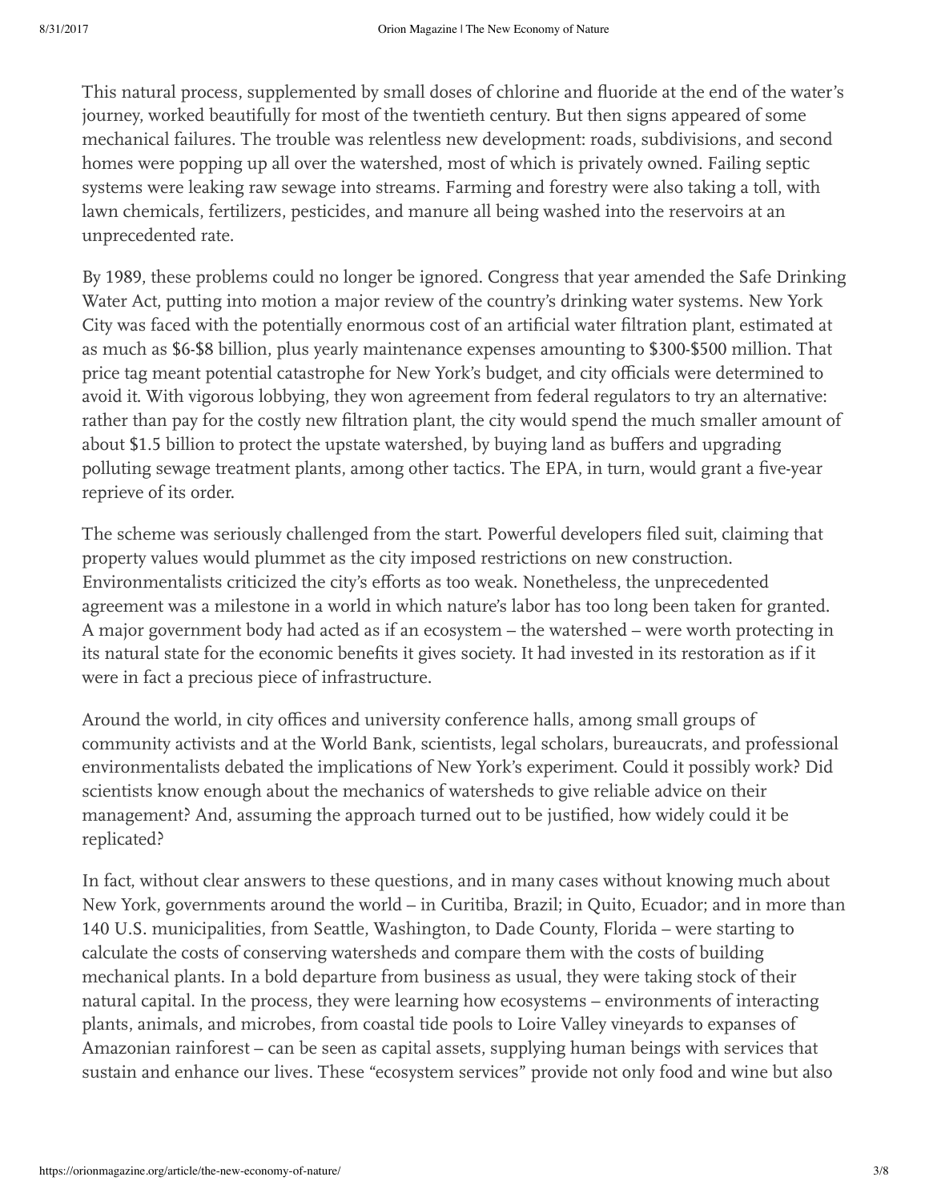This natural process, supplemented by small doses of chlorine and fluoride at the end of the water's journey, worked beautifully for most of the twentieth century. But then signs appeared of some mechanical failures. The trouble was relentless new development: roads, subdivisions, and second homes were popping up all over the watershed, most of which is privately owned. Failing septic systems were leaking raw sewage into streams. Farming and forestry were also taking a toll, with lawn chemicals, fertilizers, pesticides, and manure all being washed into the reservoirs at an unprecedented rate.

By 1989, these problems could no longer be ignored. Congress that year amended the Safe Drinking Water Act, putting into motion a major review of the country's drinking water systems. New York City was faced with the potentially enormous cost of an artificial water filtration plant, estimated at as much as $6-$8 billion, plus yearly maintenance expenses amounting to $300-$500 million. That price tag meant potential catastrophe for New York's budget, and city officials were determined to avoid it. With vigorous lobbying, they won agreement from federal regulators to try an alternative: rather than pay for the costly new filtration plant, the city would spend the much smaller amount of about $1.5 billion to protect the upstate watershed, by buying land as buffers and upgrading polluting sewage treatment plants, among other tactics. The EPA, in turn, would grant a five-year reprieve of its order.

The scheme was seriously challenged from the start. Powerful developers filed suit, claiming that property values would plummet as the city imposed restrictions on new construction. Environmentalists criticized the city's efforts as too weak. Nonetheless, the unprecedented agreement was a milestone in a world in which nature's labor has too long been taken for granted. A major government body had acted as if an ecosystem – the watershed – were worth protecting in its natural state for the economic benefits it gives society. It had invested in its restoration as if it were in fact a precious piece of infrastructure.

Around the world, in city offices and university conference halls, among small groups of community activists and at the World Bank, scientists, legal scholars, bureaucrats, and professional environmentalists debated the implications of New York's experiment. Could it possibly work? Did scientists know enough about the mechanics of watersheds to give reliable advice on their management? And, assuming the approach turned out to be justified, how widely could it be replicated?

In fact, without clear answers to these questions, and in many cases without knowing much about New York, governments around the world – in Curitiba, Brazil; in Quito, Ecuador; and in more than 140 U.S. municipalities, from Seattle, Washington, to Dade County, Florida – were starting to calculate the costs of conserving watersheds and compare them with the costs of building mechanical plants. In a bold departure from business as usual, they were taking stock of their natural capital. In the process, they were learning how ecosystems – environments of interacting plants, animals, and microbes, from coastal tide pools to Loire Valley vineyards to expanses of Amazonian rainforest – can be seen as capital assets, supplying human beings with services that sustain and enhance our lives. These "ecosystem services" provide not only food and wine but also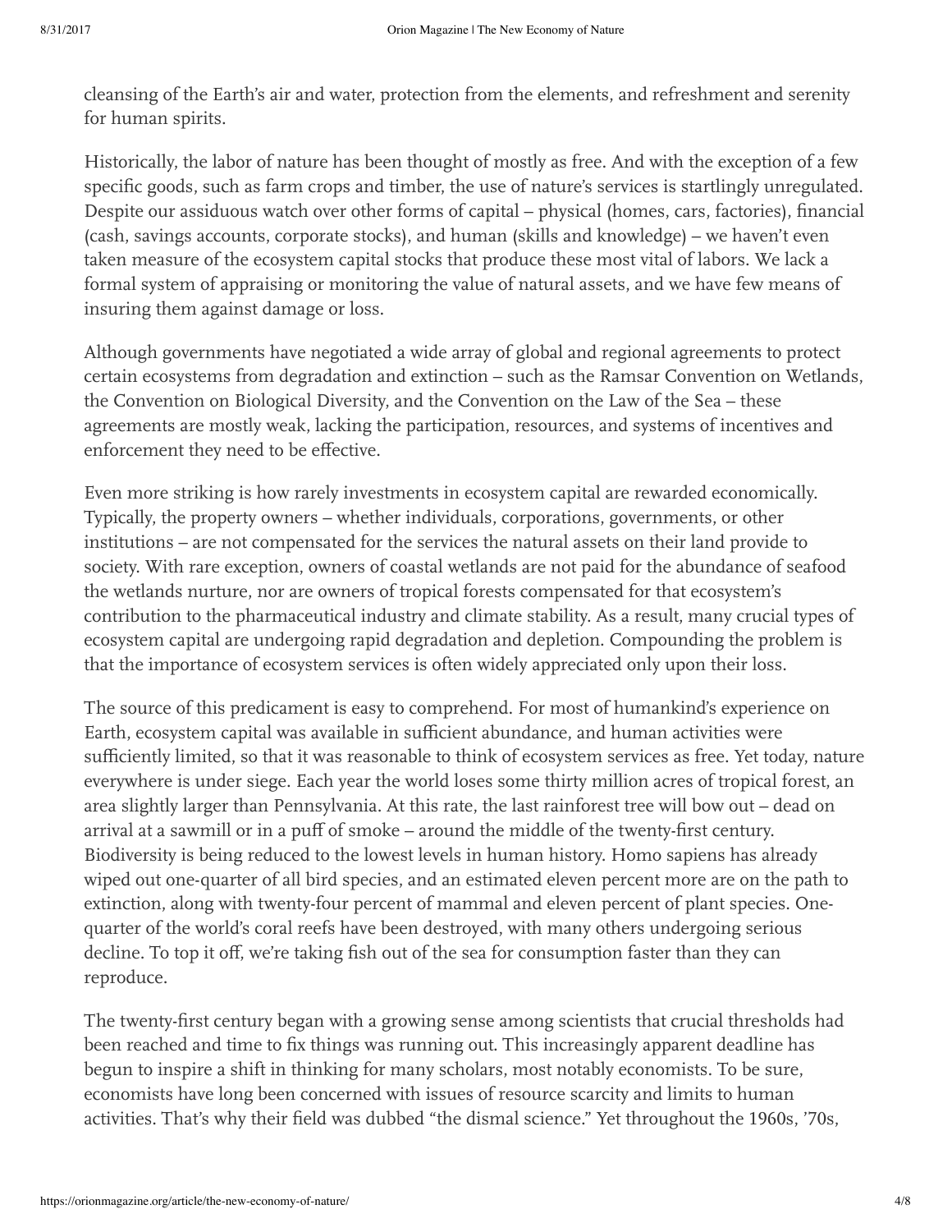cleansing of the Earth's air and water, protection from the elements, and refreshment and serenity for human spirits.

Historically, the labor of nature has been thought of mostly as free. And with the exception of a few specific goods, such as farm crops and timber, the use of nature's services is startlingly unregulated. Despite our assiduous watch over other forms of capital – physical (homes, cars, factories), financial (cash, savings accounts, corporate stocks), and human (skills and knowledge) – we haven't even taken measure of the ecosystem capital stocks that produce these most vital of labors. We lack a formal system of appraising or monitoring the value of natural assets, and we have few means of insuring them against damage or loss.

Although governments have negotiated a wide array of global and regional agreements to protect certain ecosystems from degradation and extinction – such as the Ramsar Convention on Wetlands, the Convention on Biological Diversity, and the Convention on the Law of the Sea – these agreements are mostly weak, lacking the participation, resources, and systems of incentives and enforcement they need to be effective.

Even more striking is how rarely investments in ecosystem capital are rewarded economically. Typically, the property owners – whether individuals, corporations, governments, or other institutions – are not compensated for the services the natural assets on their land provide to society. With rare exception, owners of coastal wetlands are not paid for the abundance of seafood the wetlands nurture, nor are owners of tropical forests compensated for that ecosystem's contribution to the pharmaceutical industry and climate stability. As a result, many crucial types of ecosystem capital are undergoing rapid degradation and depletion. Compounding the problem is that the importance of ecosystem services is often widely appreciated only upon their loss.

The source of this predicament is easy to comprehend. For most of humankind's experience on Earth, ecosystem capital was available in sufficient abundance, and human activities were sufficiently limited, so that it was reasonable to think of ecosystem services as free. Yet today, nature everywhere is under siege. Each year the world loses some thirty million acres of tropical forest, an area slightly larger than Pennsylvania. At this rate, the last rainforest tree will bow out – dead on arrival at a sawmill or in a puff of smoke – around the middle of the twenty-first century. Biodiversity is being reduced to the lowest levels in human history. Homo sapiens has already wiped out one-quarter of all bird species, and an estimated eleven percent more are on the path to extinction, along with twenty-four percent of mammal and eleven percent of plant species. One-quarter of the world's coral reefs have been destroyed, with many others undergoing serious decline. To top it off, we're taking fish out of the sea for consumption faster than they can reproduce.

The twenty-first century began with a growing sense among scientists that crucial thresholds had been reached and time to fix things was running out. This increasingly apparent deadline has begun to inspire a shift in thinking for many scholars, most notably economists. To be sure, economists have long been concerned with issues of resource scarcity and limits to human activities. That's why their field was dubbed "the dismal science." Yet throughout the 1960s, '70s,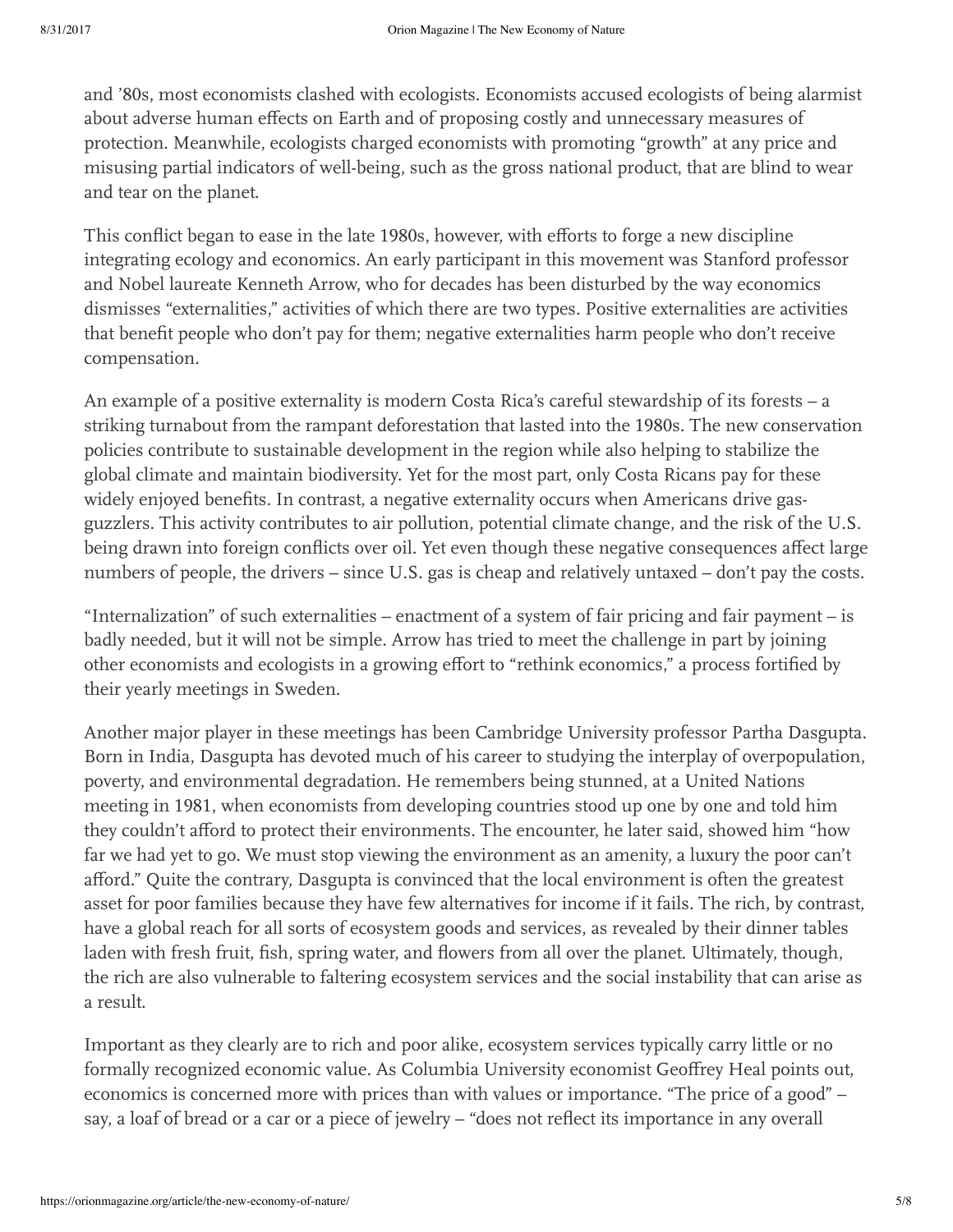and ’80s, most economists clashed with ecologists. Economists accused ecologists of being alarmist about adverse human effects on Earth and of proposing costly and unnecessary measures of protection. Meanwhile, ecologists charged economists with promoting “growth” at any price and misusing partial indicators of well-being, such as the gross national product, that are blind to wear and tear on the planet.

This conflict began to ease in the late 1980s, however, with efforts to forge a new discipline integrating ecology and economics. An early participant in this movement was Stanford professor and Nobel laureate Kenneth Arrow, who for decades has been disturbed by the way economics dismisses “externalities,” activities of which there are two types. Positive externalities are activities that benefit people who don’t pay for them; negative externalities harm people who don’t receive compensation.

An example of a positive externality is modern Costa Rica’s careful stewardship of its forests – a striking turnabout from the rampant deforestation that lasted into the 1980s. The new conservation policies contribute to sustainable development in the region while also helping to stabilize the global climate and maintain biodiversity. Yet for the most part, only Costa Ricans pay for these widely enjoyed benefits. In contrast, a negative externality occurs when Americans drive gas-guzzlers. This activity contributes to air pollution, potential climate change, and the risk of the U.S. being drawn into foreign conflicts over oil. Yet even though these negative consequences affect large numbers of people, the drivers – since U.S. gas is cheap and relatively untaxed – don’t pay the costs.

“Internalization” of such externalities – enactment of a system of fair pricing and fair payment – is badly needed, but it will not be simple. Arrow has tried to meet the challenge in part by joining other economists and ecologists in a growing effort to “rethink economics,” a process fortified by their yearly meetings in Sweden.

Another major player in these meetings has been Cambridge University professor Partha Dasgupta. Born in India, Dasgupta has devoted much of his career to studying the interplay of overpopulation, poverty, and environmental degradation. He remembers being stunned, at a United Nations meeting in 1981, when economists from developing countries stood up one by one and told him they couldn’t afford to protect their environments. The encounter, he later said, showed him “how far we had yet to go. We must stop viewing the environment as an amenity, a luxury the poor can’t afford.” Quite the contrary, Dasgupta is convinced that the local environment is often the greatest asset for poor families because they have few alternatives for income if it fails. The rich, by contrast, have a global reach for all sorts of ecosystem goods and services, as revealed by their dinner tables laden with fresh fruit, fish, spring water, and flowers from all over the planet. Ultimately, though, the rich are also vulnerable to faltering ecosystem services and the social instability that can arise as a result.

Important as they clearly are to rich and poor alike, ecosystem services typically carry little or no formally recognized economic value. As Columbia University economist Geoffrey Heal points out, economics is concerned more with prices than with values or importance. “The price of a good” – say, a loaf of bread or a car or a piece of jewelry – “does not reflect its importance in any overall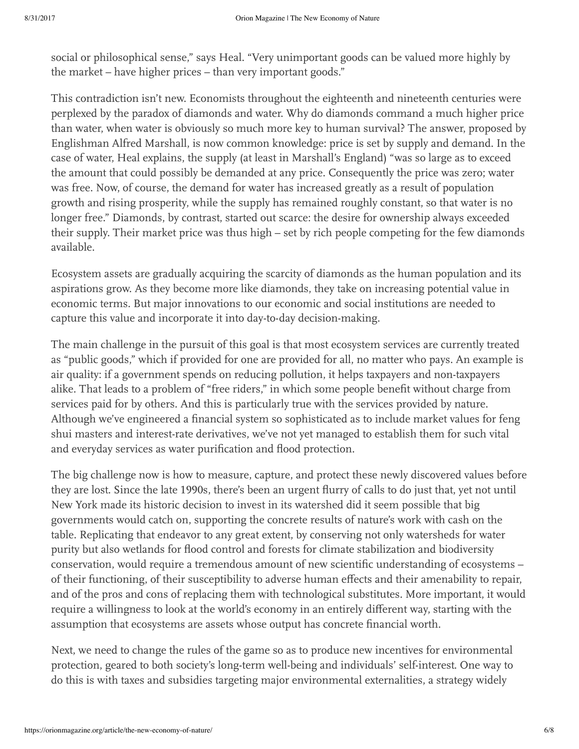social or philosophical sense," says Heal. "Very unimportant goods can be valued more highly by the market – have higher prices – than very important goods."

This contradiction isn't new. Economists throughout the eighteenth and nineteenth centuries were perplexed by the paradox of diamonds and water. Why do diamonds command a much higher price than water, when water is obviously so much more key to human survival? The answer, proposed by Englishman Alfred Marshall, is now common knowledge: price is set by supply and demand. In the case of water, Heal explains, the supply (at least in Marshall's England) "was so large as to exceed the amount that could possibly be demanded at any price. Consequently the price was zero; water was free. Now, of course, the demand for water has increased greatly as a result of population growth and rising prosperity, while the supply has remained roughly constant, so that water is no longer free." Diamonds, by contrast, started out scarce: the desire for ownership always exceeded their supply. Their market price was thus high – set by rich people competing for the few diamonds available.

Ecosystem assets are gradually acquiring the scarcity of diamonds as the human population and its aspirations grow. As they become more like diamonds, they take on increasing potential value in economic terms. But major innovations to our economic and social institutions are needed to capture this value and incorporate it into day-to-day decision-making.

The main challenge in the pursuit of this goal is that most ecosystem services are currently treated as "public goods," which if provided for one are provided for all, no matter who pays. An example is air quality: if a government spends on reducing pollution, it helps taxpayers and non-taxpayers alike. That leads to a problem of "free riders," in which some people benefit without charge from services paid for by others. And this is particularly true with the services provided by nature. Although we've engineered a financial system so sophisticated as to include market values for feng shui masters and interest-rate derivatives, we've not yet managed to establish them for such vital and everyday services as water purification and flood protection.

The big challenge now is how to measure, capture, and protect these newly discovered values before they are lost. Since the late 1990s, there's been an urgent flurry of calls to do just that, yet not until New York made its historic decision to invest in its watershed did it seem possible that big governments would catch on, supporting the concrete results of nature's work with cash on the table. Replicating that endeavor to any great extent, by conserving not only watersheds for water purity but also wetlands for flood control and forests for climate stabilization and biodiversity conservation, would require a tremendous amount of new scientific understanding of ecosystems – of their functioning, of their susceptibility to adverse human effects and their amenability to repair, and of the pros and cons of replacing them with technological substitutes. More important, it would require a willingness to look at the world's economy in an entirely different way, starting with the assumption that ecosystems are assets whose output has concrete financial worth.

Next, we need to change the rules of the game so as to produce new incentives for environmental protection, geared to both society's long-term well-being and individuals' self-interest. One way to do this is with taxes and subsidies targeting major environmental externalities, a strategy widely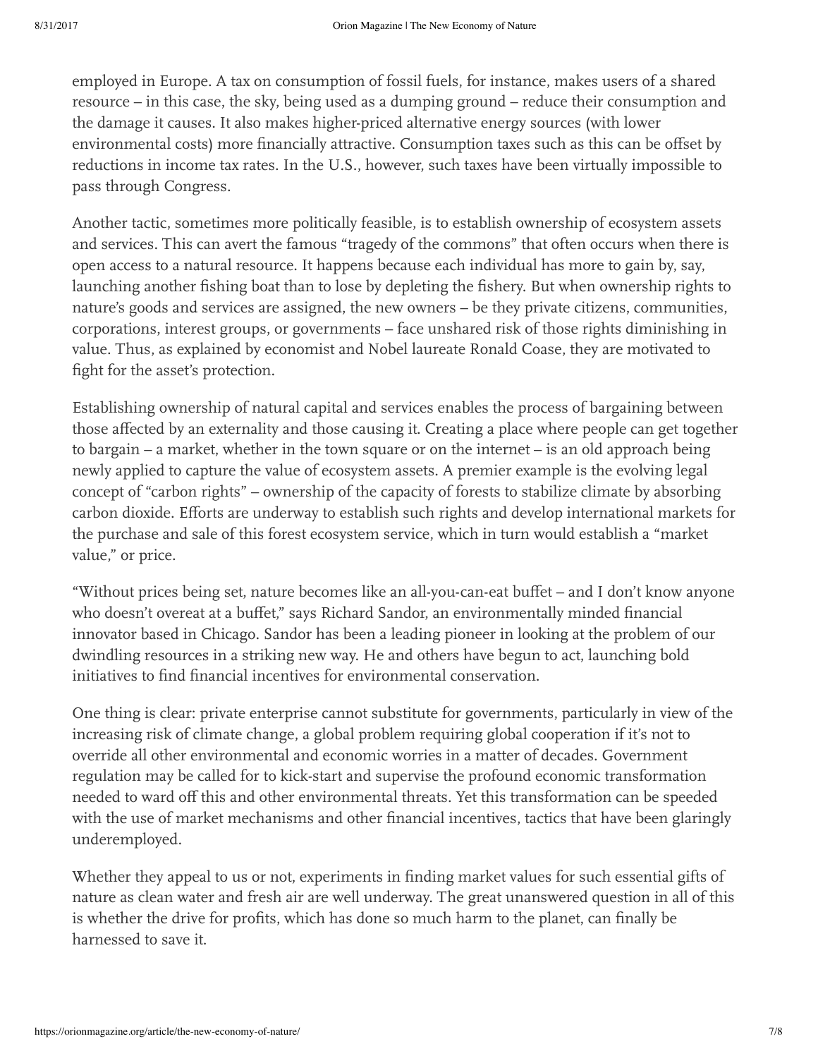employed in Europe. A tax on consumption of fossil fuels, for instance, makes users of a shared resource – in this case, the sky, being used as a dumping ground – reduce their consumption and the damage it causes. It also makes higher-priced alternative energy sources (with lower environmental costs) more financially attractive. Consumption taxes such as this can be offset by reductions in income tax rates. In the U.S., however, such taxes have been virtually impossible to pass through Congress.

Another tactic, sometimes more politically feasible, is to establish ownership of ecosystem assets and services. This can avert the famous "tragedy of the commons" that often occurs when there is open access to a natural resource. It happens because each individual has more to gain by, say, launching another fishing boat than to lose by depleting the fishery. But when ownership rights to nature's goods and services are assigned, the new owners – be they private citizens, communities, corporations, interest groups, or governments – face unshared risk of those rights diminishing in value. Thus, as explained by economist and Nobel laureate Ronald Coase, they are motivated to fight for the asset's protection.

Establishing ownership of natural capital and services enables the process of bargaining between those affected by an externality and those causing it. Creating a place where people can get together to bargain – a market, whether in the town square or on the internet – is an old approach being newly applied to capture the value of ecosystem assets. A premier example is the evolving legal concept of "carbon rights" – ownership of the capacity of forests to stabilize climate by absorbing carbon dioxide. Efforts are underway to establish such rights and develop international markets for the purchase and sale of this forest ecosystem service, which in turn would establish a "market value," or price.

"Without prices being set, nature becomes like an all-you-can-eat buffet – and I don't know anyone who doesn't overeat at a buffet," says Richard Sandor, an environmentally minded financial innovator based in Chicago. Sandor has been a leading pioneer in looking at the problem of our dwindling resources in a striking new way. He and others have begun to act, launching bold initiatives to find financial incentives for environmental conservation.

One thing is clear: private enterprise cannot substitute for governments, particularly in view of the increasing risk of climate change, a global problem requiring global cooperation if it's not to override all other environmental and economic worries in a matter of decades. Government regulation may be called for to kick-start and supervise the profound economic transformation needed to ward off this and other environmental threats. Yet this transformation can be speeded with the use of market mechanisms and other financial incentives, tactics that have been glaringly underemployed.

Whether they appeal to us or not, experiments in finding market values for such essential gifts of nature as clean water and fresh air are well underway. The great unanswered question in all of this is whether the drive for profits, which has done so much harm to the planet, can finally be harnessed to save it.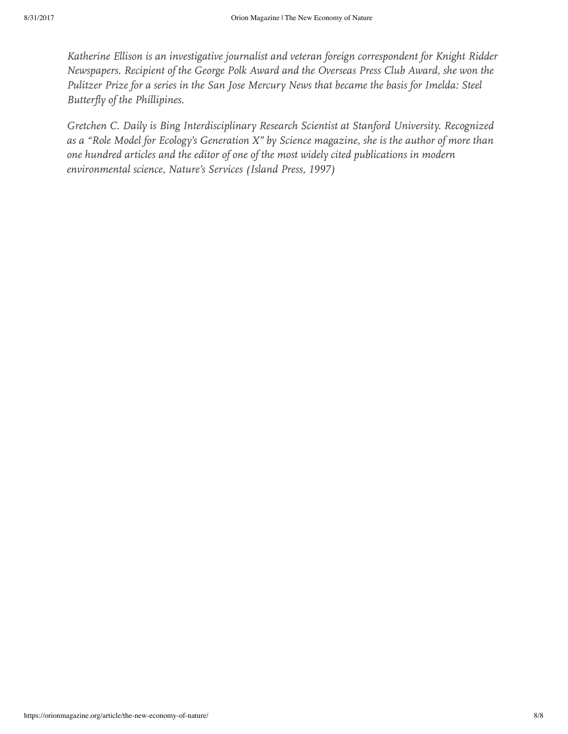*Katherine Ellison is an investigative journalist and veteran foreign correspondent for Knight Ridder Newspapers. Recipient of the George Polk Award and the Overseas Press Club Award, she won the Pulitzer Prize for a series in the San Jose Mercury News that became the basis for Imelda: Steel Butterfly of the Phillipines.*

*Gretchen C. Daily is Bing Interdisciplinary Research Scientist at Stanford University. Recognized as a "Role Model for Ecology's Generation X" by Science magazine, she is the author of more than one hundred articles and the editor of one of the most widely cited publications in modern environmental science, Nature's Services (Island Press, 1997)*